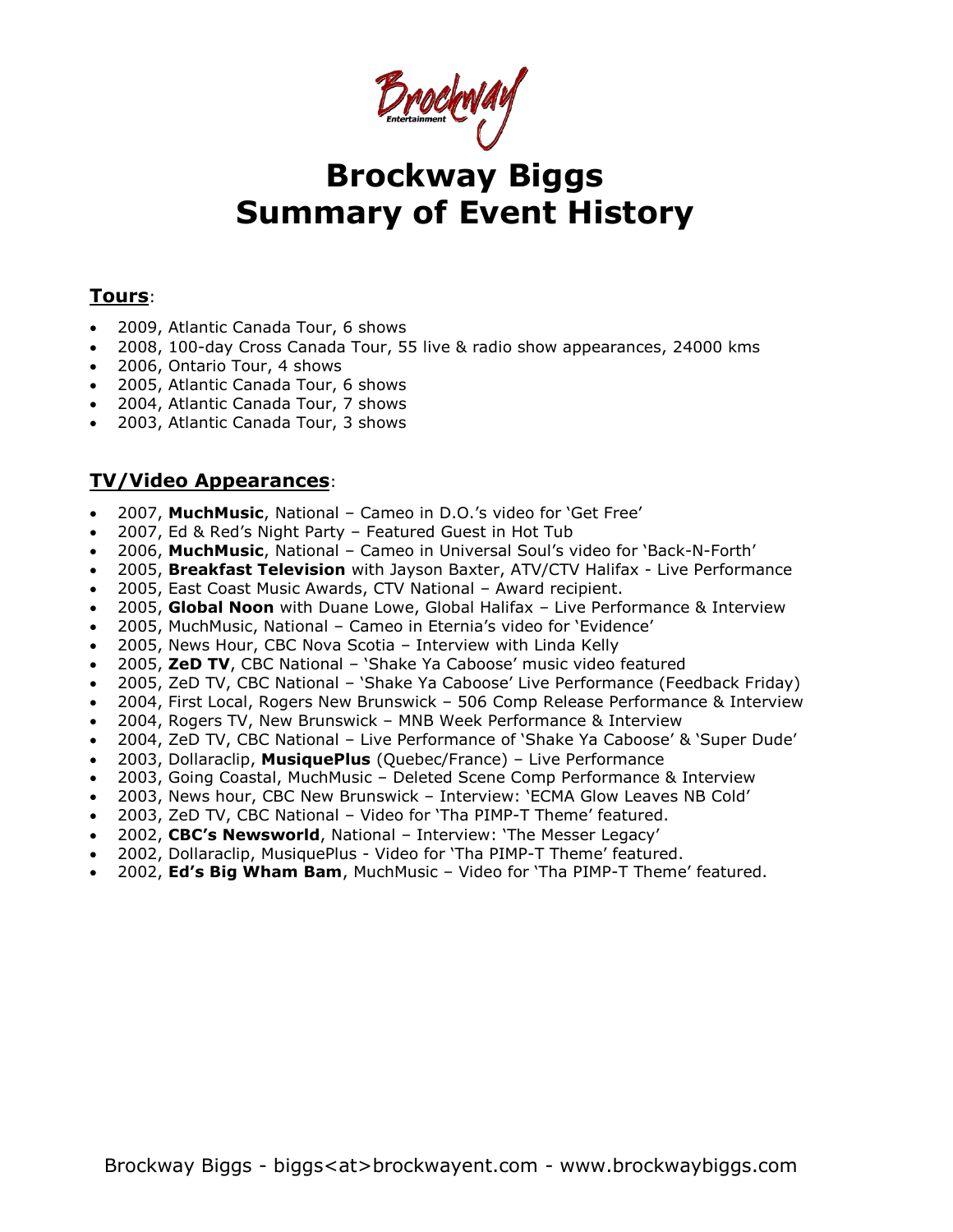# Brockway Biggs
# Summary of Event History

## Tours:

- 2009, Atlantic Canada Tour, 6 shows
- 2008, 100-day Cross Canada Tour, 55 live & radio show appearances, 24000 kms
- 2006, Ontario Tour, 4 shows
- 2005, Atlantic Canada Tour, 6 shows
- 2004, Atlantic Canada Tour, 7 shows
- 2003, Atlantic Canada Tour, 3 shows

## TV/Video Appearances:

- 2007, **MuchMusic**, National – Cameo in D.O.'s video for 'Get Free'
- 2007, Ed & Red's Night Party – Featured Guest in Hot Tub
- 2006, **MuchMusic**, National – Cameo in Universal Soul's video for 'Back-N-Forth'
- 2005, **Breakfast Television** with Jayson Baxter, ATV/CTV Halifax - Live Performance
- 2005, East Coast Music Awards, CTV National – Award recipient.
- 2005, **Global Noon** with Duane Lowe, Global Halifax – Live Performance & Interview
- 2005, MuchMusic, National – Cameo in Eternia's video for 'Evidence'
- 2005, News Hour, CBC Nova Scotia – Interview with Linda Kelly
- 2005, **ZeD TV**, CBC National – 'Shake Ya Caboose' music video featured
- 2005, ZeD TV, CBC National – 'Shake Ya Caboose' Live Performance (Feedback Friday)
- 2004, First Local, Rogers New Brunswick – 506 Comp Release Performance & Interview
- 2004, Rogers TV, New Brunswick – MNB Week Performance & Interview
- 2004, ZeD TV, CBC National – Live Performance of 'Shake Ya Caboose' & 'Super Dude'
- 2003, Dollaraclip, **MusiquePlus** (Quebec/France) – Live Performance
- 2003, Going Coastal, MuchMusic – Deleted Scene Comp Performance & Interview
- 2003, News hour, CBC New Brunswick – Interview: 'ECMA Glow Leaves NB Cold'
- 2003, ZeD TV, CBC National – Video for 'Tha PIMP-T Theme' featured.
- 2002, **CBC's Newsworld**, National – Interview: 'The Messer Legacy'
- 2002, Dollaraclip, MusiquePlus - Video for 'Tha PIMP-T Theme' featured.
- 2002, **Ed's Big Wham Bam**, MuchMusic – Video for 'Tha PIMP-T Theme' featured.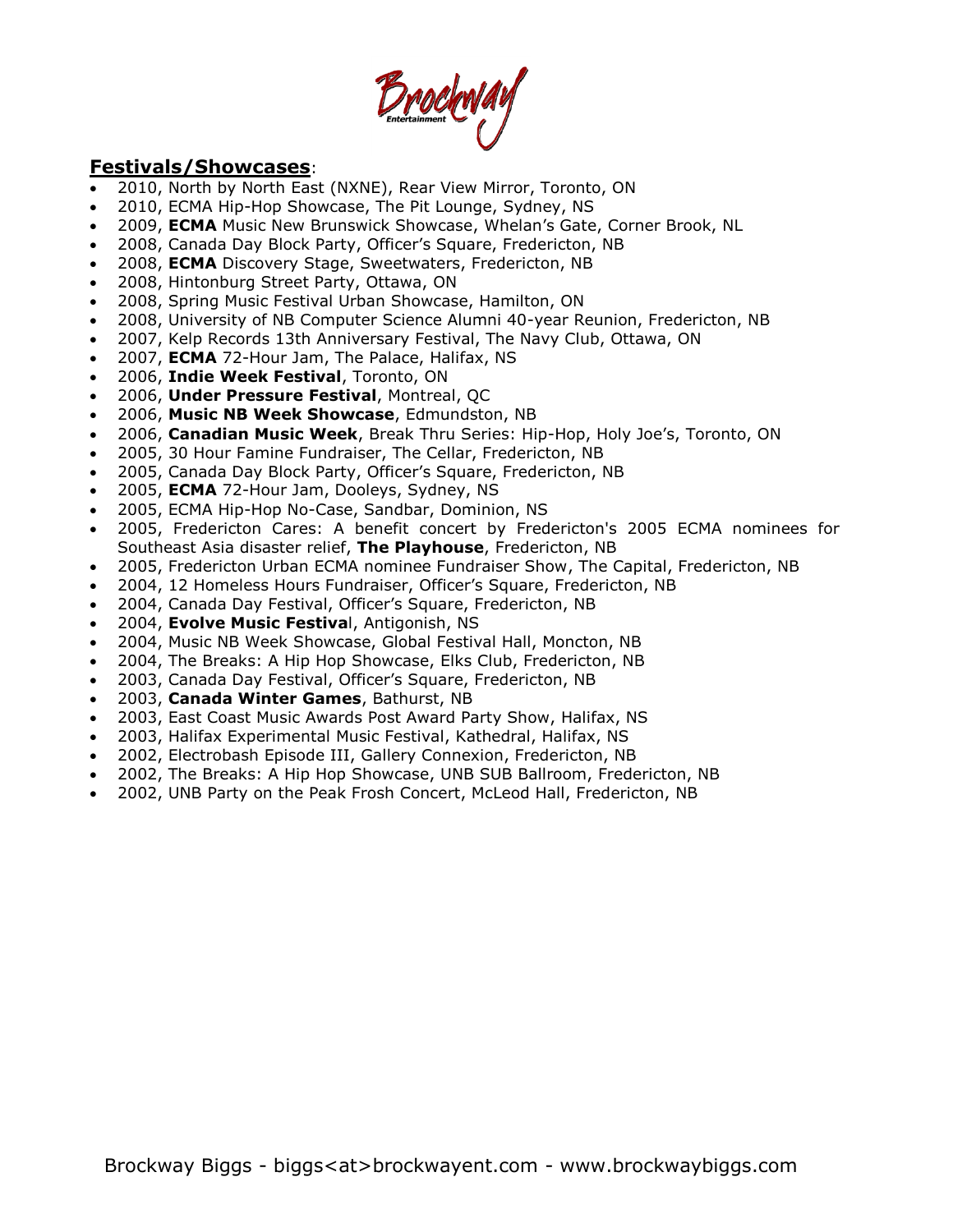## **Festivals/Showcases**:

- 2010, North by North East (NXNE), Rear View Mirror, Toronto, ON
- 2010, ECMA Hip-Hop Showcase, The Pit Lounge, Sydney, NS
- 2009, **ECMA** Music New Brunswick Showcase, Whelan's Gate, Corner Brook, NL
- 2008, Canada Day Block Party, Officer's Square, Fredericton, NB
- 2008, **ECMA** Discovery Stage, Sweetwaters, Fredericton, NB
- 2008, Hintonburg Street Party, Ottawa, ON
- 2008, Spring Music Festival Urban Showcase, Hamilton, ON
- 2008, University of NB Computer Science Alumni 40-year Reunion, Fredericton, NB
- 2007, Kelp Records 13th Anniversary Festival, The Navy Club, Ottawa, ON
- 2007, **ECMA** 72-Hour Jam, The Palace, Halifax, NS
- 2006, **Indie Week Festival**, Toronto, ON
- 2006, **Under Pressure Festival**, Montreal, QC
- 2006, **Music NB Week Showcase**, Edmundston, NB
- 2006, **Canadian Music Week**, Break Thru Series: Hip-Hop, Holy Joe's, Toronto, ON
- 2005, 30 Hour Famine Fundraiser, The Cellar, Fredericton, NB
- 2005, Canada Day Block Party, Officer's Square, Fredericton, NB
- 2005, **ECMA** 72-Hour Jam, Dooleys, Sydney, NS
- 2005, ECMA Hip-Hop No-Case, Sandbar, Dominion, NS
- 2005, Fredericton Cares: A benefit concert by Fredericton's 2005 ECMA nominees for Southeast Asia disaster relief, **The Playhouse**, Fredericton, NB
- 2005, Fredericton Urban ECMA nominee Fundraiser Show, The Capital, Fredericton, NB
- 2004, 12 Homeless Hours Fundraiser, Officer's Square, Fredericton, NB
- 2004, Canada Day Festival, Officer's Square, Fredericton, NB
- 2004, **Evolve Music Festival**, Antigonish, NS
- 2004, Music NB Week Showcase, Global Festival Hall, Moncton, NB
- 2004, The Breaks: A Hip Hop Showcase, Elks Club, Fredericton, NB
- 2003, Canada Day Festival, Officer's Square, Fredericton, NB
- 2003, **Canada Winter Games**, Bathurst, NB
- 2003, East Coast Music Awards Post Award Party Show, Halifax, NS
- 2003, Halifax Experimental Music Festival, Kathedral, Halifax, NS
- 2002, Electrobash Episode III, Gallery Connexion, Fredericton, NB
- 2002, The Breaks: A Hip Hop Showcase, UNB SUB Ballroom, Fredericton, NB
- 2002, UNB Party on the Peak Frosh Concert, McLeod Hall, Fredericton, NB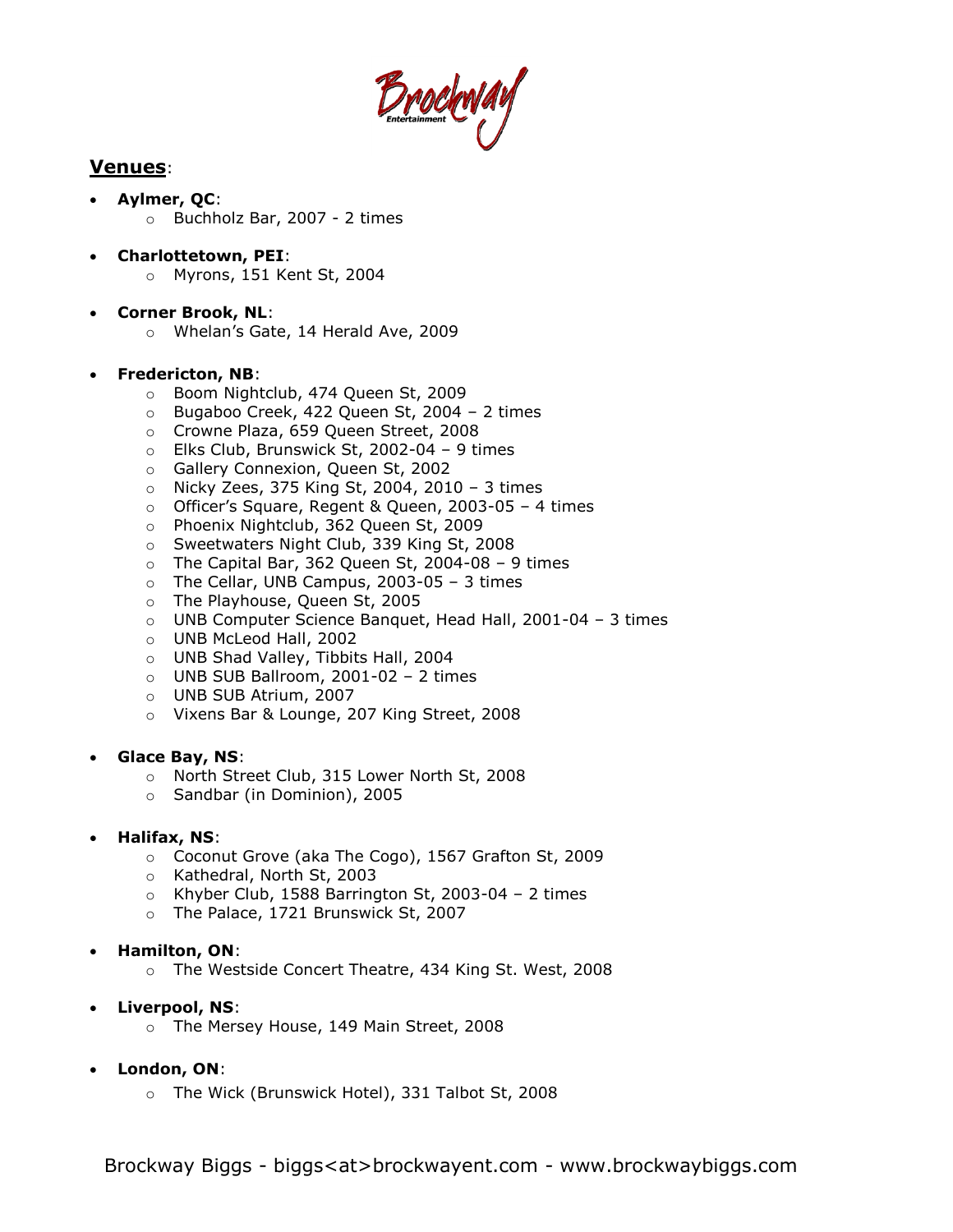## Venues:

- **Aylmer, QC**:
  - Buchholz Bar, 2007 - 2 times

- **Charlottetown, PEI**:
  - Myrons, 151 Kent St, 2004

- **Corner Brook, NL**:
  - Whelan's Gate, 14 Herald Ave, 2009

- **Fredericton, NB**:
  - Boom Nightclub, 474 Queen St, 2009
  - Bugaboo Creek, 422 Queen St, 2004 – 2 times
  - Crowne Plaza, 659 Queen Street, 2008
  - Elks Club, Brunswick St, 2002-04 – 9 times
  - Gallery Connexion, Queen St, 2002
  - Nicky Zees, 375 King St, 2004, 2010 – 3 times
  - Officer's Square, Regent & Queen, 2003-05 – 4 times
  - Phoenix Nightclub, 362 Queen St, 2009
  - Sweetwaters Night Club, 339 King St, 2008
  - The Capital Bar, 362 Queen St, 2004-08 – 9 times
  - The Cellar, UNB Campus, 2003-05 – 3 times
  - The Playhouse, Queen St, 2005
  - UNB Computer Science Banquet, Head Hall, 2001-04 – 3 times
  - UNB McLeod Hall, 2002
  - UNB Shad Valley, Tibbits Hall, 2004
  - UNB SUB Ballroom, 2001-02 – 2 times
  - UNB SUB Atrium, 2007
  - Vixens Bar & Lounge, 207 King Street, 2008

- **Glace Bay, NS**:
  - North Street Club, 315 Lower North St, 2008
  - Sandbar (in Dominion), 2005

- **Halifax, NS**:
  - Coconut Grove (aka The Cogo), 1567 Grafton St, 2009
  - Kathedral, North St, 2003
  - Khyber Club, 1588 Barrington St, 2003-04 – 2 times
  - The Palace, 1721 Brunswick St, 2007

- **Hamilton, ON**:
  - The Westside Concert Theatre, 434 King St. West, 2008

- **Liverpool, NS**:
  - The Mersey House, 149 Main Street, 2008

- **London, ON**:
  - The Wick (Brunswick Hotel), 331 Talbot St, 2008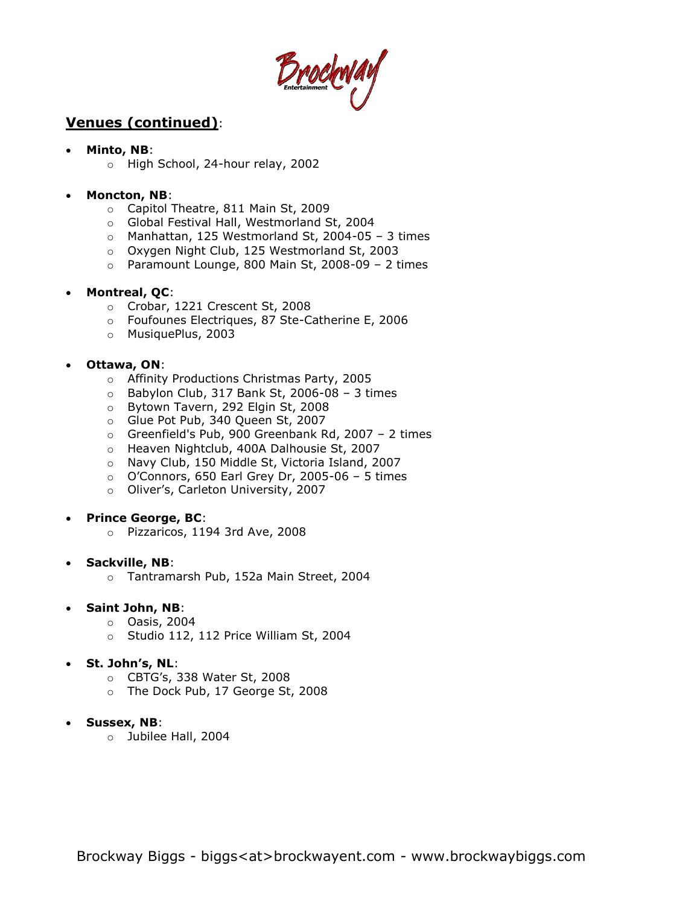## Venues (continued):

- **Minto, NB**:
  - High School, 24-hour relay, 2002

- **Moncton, NB**:
  - Capitol Theatre, 811 Main St, 2009
  - Global Festival Hall, Westmorland St, 2004
  - Manhattan, 125 Westmorland St, 2004-05 – 3 times
  - Oxygen Night Club, 125 Westmorland St, 2003
  - Paramount Lounge, 800 Main St, 2008-09 – 2 times

- **Montreal, QC**:
  - Crobar, 1221 Crescent St, 2008
  - Foufounes Electriques, 87 Ste-Catherine E, 2006
  - MusiquePlus, 2003

- **Ottawa, ON**:
  - Affinity Productions Christmas Party, 2005
  - Babylon Club, 317 Bank St, 2006-08 – 3 times
  - Bytown Tavern, 292 Elgin St, 2008
  - Glue Pot Pub, 340 Queen St, 2007
  - Greenfield's Pub, 900 Greenbank Rd, 2007 – 2 times
  - Heaven Nightclub, 400A Dalhousie St, 2007
  - Navy Club, 150 Middle St, Victoria Island, 2007
  - O'Connors, 650 Earl Grey Dr, 2005-06 – 5 times
  - Oliver's, Carleton University, 2007

- **Prince George, BC**:
  - Pizzaricos, 1194 3rd Ave, 2008

- **Sackville, NB**:
  - Tantramarsh Pub, 152a Main Street, 2004

- **Saint John, NB**:
  - Oasis, 2004
  - Studio 112, 112 Price William St, 2004

- **St. John's, NL**:
  - CBTG's, 338 Water St, 2008
  - The Dock Pub, 17 George St, 2008

- **Sussex, NB**:
  - Jubilee Hall, 2004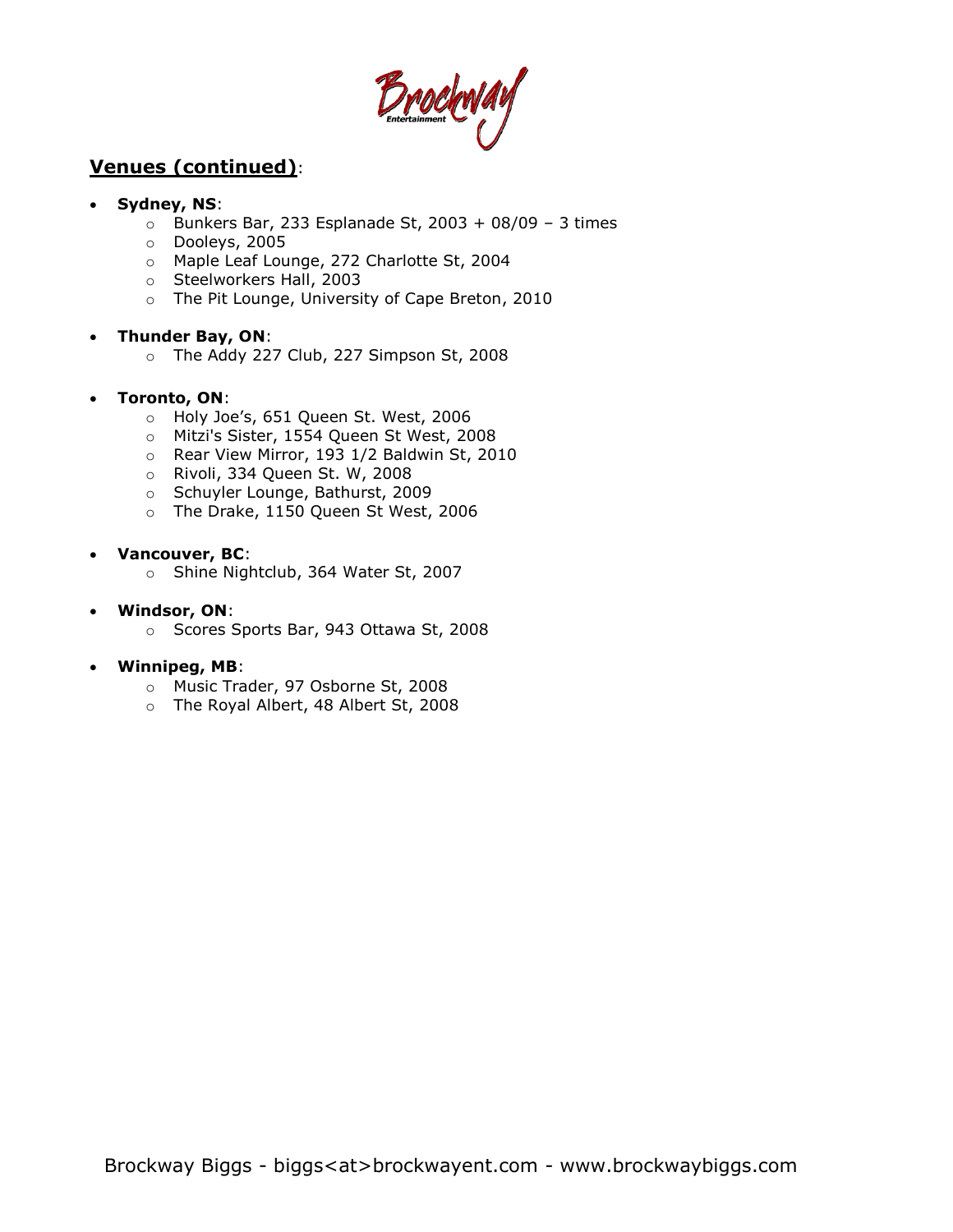## Venues (continued):

- **Sydney, NS**:
  - Bunkers Bar, 233 Esplanade St, 2003 + 08/09 – 3 times
  - Dooleys, 2005
  - Maple Leaf Lounge, 272 Charlotte St, 2004
  - Steelworkers Hall, 2003
  - The Pit Lounge, University of Cape Breton, 2010

- **Thunder Bay, ON**:
  - The Addy 227 Club, 227 Simpson St, 2008

- **Toronto, ON**:
  - Holy Joe's, 651 Queen St. West, 2006
  - Mitzi's Sister, 1554 Queen St West, 2008
  - Rear View Mirror, 193 1/2 Baldwin St, 2010
  - Rivoli, 334 Queen St. W, 2008
  - Schuyler Lounge, Bathurst, 2009
  - The Drake, 1150 Queen St West, 2006

- **Vancouver, BC**:
  - Shine Nightclub, 364 Water St, 2007

- **Windsor, ON**:
  - Scores Sports Bar, 943 Ottawa St, 2008

- **Winnipeg, MB**:
  - Music Trader, 97 Osborne St, 2008
  - The Royal Albert, 48 Albert St, 2008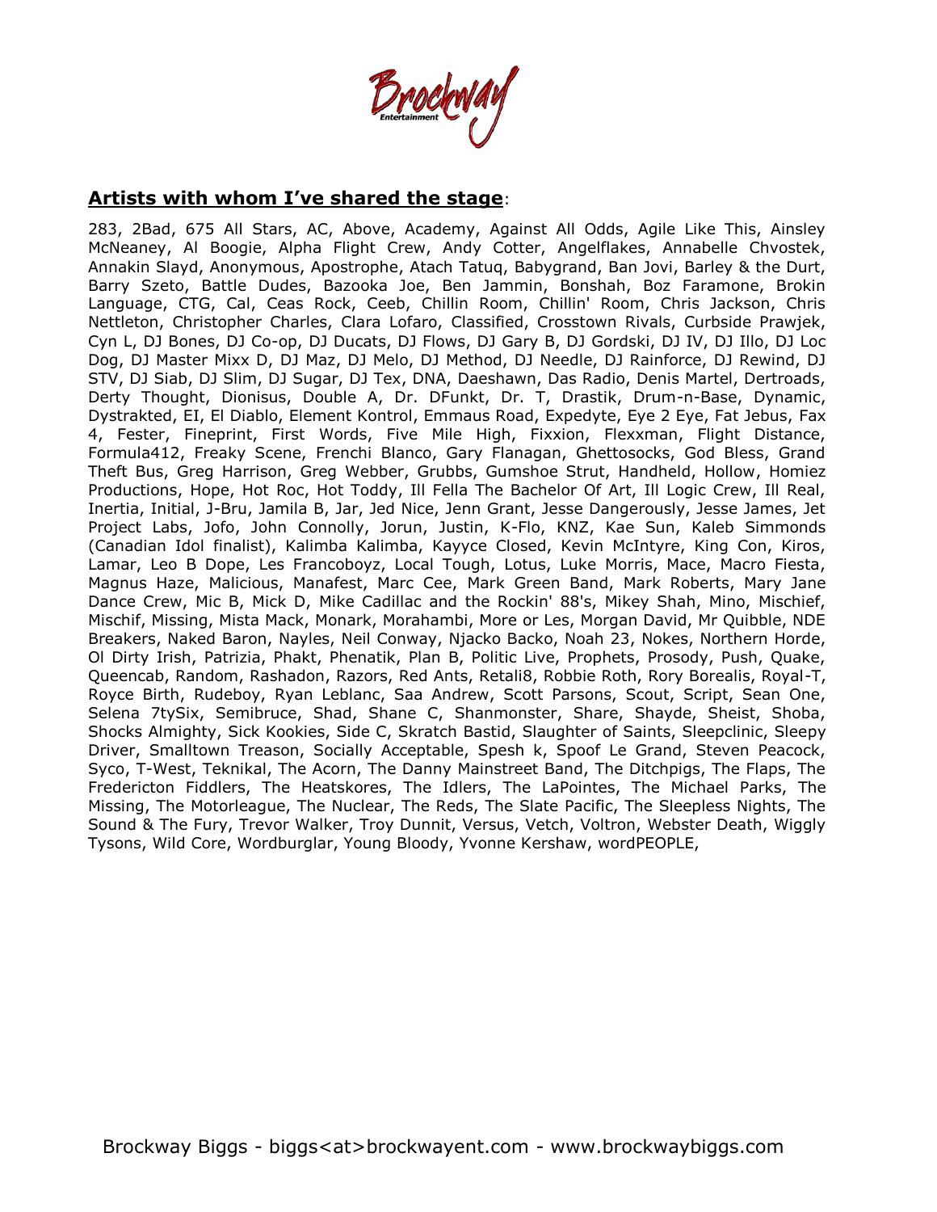Brockway Entertainment

## Artists with whom I've shared the stage:

283, 2Bad, 675 All Stars, AC, Above, Academy, Against All Odds, Agile Like This, Ainsley McNeaney, Al Boogie, Alpha Flight Crew, Andy Cotter, Angelflakes, Annabelle Chvostek, Annakin Slayd, Anonymous, Apostrophe, Atach Tatuq, Babygrand, Ban Jovi, Barley & the Durt, Barry Szeto, Battle Dudes, Bazooka Joe, Ben Jammin, Bonshah, Boz Faramone, Brokin Language, CTG, Cal, Ceas Rock, Ceeb, Chillin Room, Chillin' Room, Chris Jackson, Chris Nettleton, Christopher Charles, Clara Lofaro, Classified, Crosstown Rivals, Curbside Prawjek, Cyn L, DJ Bones, DJ Co-op, DJ Ducats, DJ Flows, DJ Gary B, DJ Gordski, DJ IV, DJ Illo, DJ Loc Dog, DJ Master Mixx D, DJ Maz, DJ Melo, DJ Method, DJ Needle, DJ Rainforce, DJ Rewind, DJ STV, DJ Siab, DJ Slim, DJ Sugar, DJ Tex, DNA, Daeshawn, Das Radio, Denis Martel, Dertroads, Derty Thought, Dionisus, Double A, Dr. DFunkt, Dr. T, Drastik, Drum-n-Base, Dynamic, Dystrakted, EI, El Diablo, Element Kontrol, Emmaus Road, Expedyte, Eye 2 Eye, Fat Jebus, Fax 4, Fester, Fineprint, First Words, Five Mile High, Fixxion, Flexxman, Flight Distance, Formula412, Freaky Scene, Frenchi Blanco, Gary Flanagan, Ghettosocks, God Bless, Grand Theft Bus, Greg Harrison, Greg Webber, Grubbs, Gumshoe Strut, Handheld, Hollow, Homiez Productions, Hope, Hot Roc, Hot Toddy, Ill Fella The Bachelor Of Art, Ill Logic Crew, Ill Real, Inertia, Initial, J-Bru, Jamila B, Jar, Jed Nice, Jenn Grant, Jesse Dangerously, Jesse James, Jet Project Labs, Jofo, John Connolly, Jorun, Justin, K-Flo, KNZ, Kae Sun, Kaleb Simmonds (Canadian Idol finalist), Kalimba Kalimba, Kayyce Closed, Kevin McIntyre, King Con, Kiros, Lamar, Leo B Dope, Les Francoboyz, Local Tough, Lotus, Luke Morris, Mace, Macro Fiesta, Magnus Haze, Malicious, Manafest, Marc Cee, Mark Green Band, Mark Roberts, Mary Jane Dance Crew, Mic B, Mick D, Mike Cadillac and the Rockin' 88's, Mikey Shah, Mino, Mischief, Mischif, Missing, Mista Mack, Monark, Morahambi, More or Les, Morgan David, Mr Quibble, NDE Breakers, Naked Baron, Nayles, Neil Conway, Njacko Backo, Noah 23, Nokes, Northern Horde, Ol Dirty Irish, Patrizia, Phakt, Phenatik, Plan B, Politic Live, Prophets, Prosody, Push, Quake, Queencab, Random, Rashadon, Razors, Red Ants, Retali8, Robbie Roth, Rory Borealis, Royal-T, Royce Birth, Rudeboy, Ryan Leblanc, Saa Andrew, Scott Parsons, Scout, Script, Sean One, Selena 7tySix, Semibruce, Shad, Shane C, Shanmonster, Share, Shayde, Sheist, Shoba, Shocks Almighty, Sick Kookies, Side C, Skratch Bastid, Slaughter of Saints, Sleepclinic, Sleepy Driver, Smalltown Treason, Socially Acceptable, Spesh k, Spoof Le Grand, Steven Peacock, Syco, T-West, Teknikal, The Acorn, The Danny Mainstreet Band, The Ditchpigs, The Flaps, The Fredericton Fiddlers, The Heatskores, The Idlers, The LaPointes, The Michael Parks, The Missing, The Motorleague, The Nuclear, The Reds, The Slate Pacific, The Sleepless Nights, The Sound & The Fury, Trevor Walker, Troy Dunnit, Versus, Vetch, Voltron, Webster Death, Wiggly Tysons, Wild Core, Wordburglar, Young Bloody, Yvonne Kershaw, wordPEOPLE,

Brockway Biggs - biggs<at>brockwayent.com - www.brockwaybiggs.com